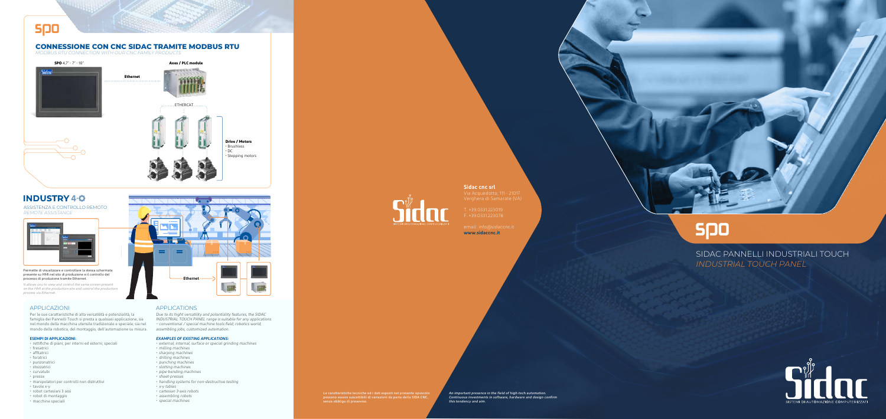# spo

## CONNESSIONE CON CNC SIDAC TRAMITE MODBUS RTU

*MODBUS RTU CONNECTION WITH OUR CNC FAMILY PRODUCTS*

**SPO** 4,7" - 7" - 10"

**Ethernet**

**Axes / PLC module**

ETHERCAT

**Drive / Motors**
- Brushless
- DC
- Stepping motors

## INDUSTRY 4.0

ASSISTENZA E CONTROLLO REMOTO
*REMOTE ASSISTANCE*

Permette di visualizzare e controllare la stessa schermata presente su HMI nel sito di produzione e il controllo del processo di produzione tramite Ethernet.

*It allows you to view and control the same screen present on the HMI at the production site and control the production process via Ethernet.*

**Ethernet**

## APPLICAZIONI

Per le sue caratteristiche di alta versatilità e potenzialità, la famiglia dei Pannelli Touch si presta a qualsiasi applicazione, sia nel mondo della macchina utensile tradizionale e speciale, sia nel mondo della robotica, del montaggio, dell'automazione su misura.

**ESEMPI DI APPLICAZIONI:**
- rettifiche di piani, per interni ed esterni, speciali
- fresatrici
- affilatrici
- foratrici
- punzonatrici
- stozzatrici
- curvatubi
- presse
- manipolatori per controlli non distruttivi
- tavole x-y
- robot cartesiani 3 assi
- robot di montaggio
- macchine speciali

## APPLICATIONS

*Due to its hight versatility and potentiality features, the SIDAC INDUSTRIAL TOUCH PANEL range is suitable for any applications – conventional / special machine tools field, robotics world, assembling jobs, customized automation.*

***EXAMPLES OF EXISTING APPLICATIONS:***
- *external, internal, surface or special grinding machines*
- *milling machines*
- *sharping machines*
- *drilling machines*
- *punching machines*
- *slotting machines*
- *pipe-bending machines*
- *sheet-presses*
- *handling systems for non-destructive testing*
- *x-y tables*
- *cartesian 3-axis robots*
- *assembling robots*
- *special machines*

**Le caratteristiche tecniche ed i dati esposti nel presente opuscolo possono essere suscettibili di variazioni da parte della SIDA CNC, senza obbligo di preavviso.**

***An important presence in the field of high-tech automation. Continuous investments in software, hardware and design confirm this tendency and aim.***

Sidac
SISTEMI DI AUTOMAZIONE COMPUTERIZZATI

**Sidac cnc srl**
Via Acquedotto, 111 - 21017
Vergheria di Samarate (VA)

T. +39.0331.223019
F. +39.0331.223078

email: info@sidaccnc.it
**www.sidaccnc.it**

# spo

SIDAC PANNELLI INDUSTRIALI TOUCH
*INDUSTRIAL TOUCH PANEL*

Sidac
SISTEMI DI AUTOMAZIONE COMPUTERIZZATI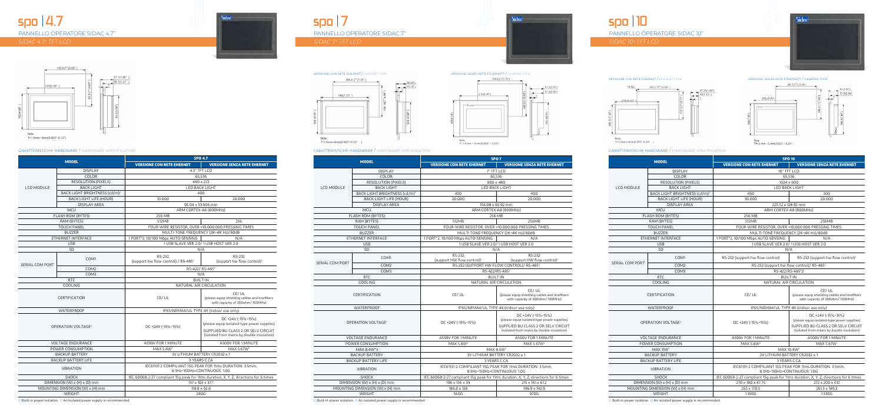# spo | 4.7

## PANNELLO OPERATORE SIDAC 4.7"

*SIDAC 4.7" TFT LCD*

Note:
T=1.6mm~3mm(0.063"~0.12")

### CARATTERISTICHE HARDWARE / *HARDWARE SPECIFICATION*

| MODEL | | SPO 4.7 | |
|---|---|---|---|
| | | VERSIONE CON RETE ETHERNET | VERSIONE SENZA RETE ETHERNET |
| LCD MODULE | DISPLAY | 4.3" TFT LCD | |
| | COLOR | 65,536 | |
| | RESOLUTION (PIXELS) | 480 x 272 | |
| | BACK LIGHT | LED BACK LIGHT | |
| | BACK LIGHT BRIGHTNESS (cd/m)² | 400 | |
| | BACK LIGHT LIFE (HOUR) | 10.000 | 20.000 |
| | DISPLAY AREA | 95.04 x 53.856 mm | |
| MCU | | ARM CORTEX-A8 (800MHz) | |
| FLASH ROM (BYTES) | | 256 MB | |
| RAM (BYTES) | | 512MB | 256 |
| TOUCH PANEL | | FOUR-WIRE RESISTOR, OVER >10.000.000 PRESSING TIMES | |
| BUZZER | | MULTI-TONE FREQUENCY (2K~4K Hz)/80dB | |
| ETHERNET INTERFACE | | 1 PORT*2, 10/100 Mbps AUTO-SENSING | N/A |
| USB | | 1 USB SLAVE VER 2.0/ 1 USB HOST VER 2.0 | |
| SD | | N/A | |
| SERIAL COM PORT | COM1 | RS-232 (support hw flow control) / RS-485[1] | RS-232 (support hw flow control)[1] |
| | COM2 | RS-422/ RS-485[1] | |
| | COM3 | N/A | |
| RTC | | BUILT-IN | |
| COOLING | | NATURAL AIR CIRCULATION | |
| CERTIFICATION | | CE/ UL | CE/ UL (please equip shielding cables and linefilters with capacity of 300ohm/ 100MHz) |
| WATERPROOF | | IP65/NEMA4/UL TYPE 4X (indoor use only) | |
| OPERATION VOLTAGE[1] | | DC +24V (-15%~15%) | DC +24V (-15%~15%) (please equip isolated-type power supplies) SUPPLIED BU CLASS 2 OR SELV CIRCUIT (isolated from mains by double insulation) |
| VOLTAGE ENDURANCE | | A599V FOR 1 MINUTE | A500V FOR 1 MINUTE |
| POWER CONSUMPTION | | MAX 5.8W[1] | MAX 5.67W[1] |
| BACKUP BATTERY | | 3V LITHIUM BATTERY CR2032 x 1 | |
| BACKUP BATTERY LIFE | | 3 YEARS C.CA | |
| VIBRATION | | IEC61131-2 COMPILIANT 15G PEAK FOR 11ms DURATION: 3.5mm, 8.3Hz~150Hz=CONTINUOUS: 1.0G | |
| SHOCK | | IEC 60068-2-27 compliant 15g peak for 11ms duration, X, Y, Z, directions for 6 times | |
| DIMENSION (W) x (H) x (D) mm | | 137 x 103 x 37.1 | |
| MOUNTING DIMENSION (W) x (H) mm | | 118.8 x 92.8 | |
| WEIGHT | | 280G | |

2) Built-in power isolation 3) An isolated power supply is recommended.

# spo | 7

## PANNELLO OPERATORE SIDAC 7"

*SIDAC 7" TFT LCD*

VERSIONE CON RETE ETHERNET / *ETHERNET TYPE*

VERSIONE SENZA RETE ETHERNETT / *GENERAL TYPE*

Note:
T=1.6mm~6mm(0.063"~0.24")

### CARATTERISTICHE HARDWARE / *HARDWARE SPECIFICATION*

| MODEL | | SPO 7 | |
|---|---|---|---|
| | | VERSIONE CON RETE ETHERNET | VERSIONE SENZA RETE ETHERNET |
| LCD MODULE | DISPLAY | 7" TFT LCD | |
| | COLOR | 65,536 | |
| | RESOLUTION (PIXELS) | 800 x 480 | |
| | BACK LIGHT | LED BACK LIGHT | |
| | BACK LIGHT BRIGHTNESS (cd/m)² | 450 | 400 |
| | BACK LIGHT LIFE (HOUR) | 20.000 | 20.000 |
| | DISPLAY AREA | 154.08 x 85.92 mm | |
| MCU | | ARM CORTEX-A8 (800MHz) | |
| FLASH ROM (BYTES) | | 256 MB | |
| RAM (BYTES) | | 512MB | 256MB |
| TOUCH PANEL | | FOUR-WIRE RESISTOR, OVER >10.000.000 PRESSING TIMES | |
| BUZZER | | MULTI-TONE FREQUENCY (2K~4K Hz)/80dB | |
| ETHERNET INTERFACE | | 1 PORT*2, 10/100 Mbps AUTO-SENSING | N/A |
| USB | | 1 USB SLAVE VER 2.0/ 1 USB HOST VER 2.0 | |
| SD | | N/A | |
| SERIAL COM PORT | COM1 | RS-232 (support HW flow control)[1] | RS-232 (support HW flow control)[1] |
| | COM2 | RS-232 (SUPPORT HW FLOW CONTROL)/ RS-485[1] | |
| | COM3 | RS-422/RS-485[1] | |
| RTC | | BUILT-IN | |
| COOLING | | NATURAL AIR CIRCULATION | |
| CERTIFICATION | | CE/ UL | CE/ UL (please equip shielding cables and linefilters with capacity of 300ohm/ 100MHz) |
| WATERPROOF | | IP65/NEMA4/UL TYPE 4X (indoor use only) | |
| OPERATION VOLTAGE[1] | | DC +24V (-15%~15%) | DC +24V (-15%~15%) (please equip isolated-type power supplies) SUPPLIED BU CLASS 2 OR SELV CIRCUIT (isolated from mains by double insulation) |
| VOLTAGE ENDURANCE | | A599V FOR 1 MINUTE | A500V FOR 1 MINUTE |
| POWER CONSUMPTION | | MAX 5.8W[1] | MAX 5.67W[1] |
| MAX 8.4W*3 | | MAX 8.5W[1] | |
| BACKUP BATTERY | | 3V LITHIUM BATTERY CR2032 x 1 | |
| BACKUP BATTERY LIFE | | 3 YEARS C.CA | |
| VIBRATION | | IEC61131-2 COMPILIANT 15G PEAK FOR 11ms DURATION: 3.5mm, 8.3Hz~150Hz=CONTINUOUS: 1.0G | |
| SHOCK | | IEC 60068-2-27 compliant 15g peak for 11ms duration, X, Y, Z, directions for 6 times | |
| DIMENSION (W) x (H) x (D) mm | | 196 x 136 x 39 | 215 x 161 x 61.2 |
| MOUNTING DIMENSION (W) x (H) mm | | 186.8 x 126 | 196.9 x 142.9 |
| WEIGHT | | 560G | 970G |

2) Built-in power isolation 3) An isolated power supply is recommended.

# spo | 10

## PANNELLO OPERATORE SIDAC 10"

*SIDAC 10" TFT LCD*

VERSIONE CON RETE ETHERNET / *ETHERNET TYPE*

VERSIONE SENZA RETE ETHERNETT / *GENERAL TYPE*

Note:
T=1.6mm~6mm(0.063"~0.24")

### CARATTERISTICHE HARDWARE / *HARDWARE SPECIFICATION*

| MODEL | | SPO 10 | |
|---|---|---|---|
| | | VERSIONE CON RETE ETHERNET | VERSIONE SENZA RETE ETHERNET |
| LCD MODULE | DISPLAY | 10" TFT LCD | |
| | COLOR | 65,536 | |
| | RESOLUTION (PIXELS) | 1024 x 600 | |
| | BACK LIGHT | LED BACK LIGHT | |
| | BACK LIGHT BRIGHTNESS (cd/m)² | 450 | 300 |
| | BACK LIGHT LIFE (HOUR) | 30.000 | 20.000 |
| | DISPLAY AREA | 225.52 x 128.10 mm | |
| MCU | | ARM CORTEX-A8 (800MHz) | |
| FLASH ROM (BYTES) | | 256 MB | |
| RAM (BYTES) | | 512MB | 256MB |
| TOUCH PANEL | | FOUR-WIRE RESISTOR, OVER >10.000.000 PRESSING TIMES | |
| BUZZER | | MULTI-TONE FREQUENCY (2K~4K Hz)/80dB | |
| ETHERNET INTERFACE | | 1 PORT*2, 10/100 Mbps AUTO-SENSING | N/A |
| USB | | 1 USB SLAVE VER 2.0/ 1 USB HOST VER 2.0 | |
| SD | | N/A | |
| SERIAL COM PORT | COM1 | RS-232 (support hw flow control) | RS-232 (support hw flow control)[1] |
| | COM2 | RS-232 (support hw flow control)/ RS-485[1] | |
| | COM3 | RS-422/RS-485*2 | |
| RTC | | BUILT-IN | |
| COOLING | | NATURAL AIR CIRCULATION | |
| CERTIFICATION | | CE/ UL | CE/ UL (please equip shielding cables and linefilters with capacity of 300ohm/ 100MHz) |
| WATERPROOF | | IP65/NEMA4/UL TYPE 4X (indoor use only) | |
| OPERATION VOLTAGE[1] | | DC +24V (-15%~15%) | DC +24V (-15%~15%) (please equip isolated-type power supplies) SUPPLIED BU CLASS 2 OR SELV CIRCUIT (isolated from mains by double insulation) |
| VOLTAGE ENDURANCE | | A599V FOR 1 MINUTE | A500V FOR 1 MINUTE |
| POWER CONSUMPTION | | MAX 5.8W[1] | MAX 5.67W[1] |
| MAX 11W[2] | | MAX 10.4W[1] | |
| BACKUP BATTERY | | 3V LITHIUM BATTERY CR2032 x 1 | |
| BACKUP BATTERY LIFE | | 3 YEARS C.CA | |
| VIBRATION | | IEC61131-2 COMPILIANT 15G PEAK FOR 11ms DURATION: 3.5mm, 8.3Hz~150Hz=CONTINUOUS: 1.0G | |
| SHOCK | | IEC 60068-2-27 compliant 15g peak for 11ms duration, X, Y, Z, directions for 6 times | |
| DIMENSION (W) x (H) x (D) mm | | 270 x 186 x 47.75 | 272 x 200 x 61.2 |
| MOUNTING DIMENSION (W) x (H) mm | | 255 x 170.5 | 261.3 x 189.3 |
| WEIGHT | | 1.100G | 1.330G |

2) Built-in power isolation 3) An isolated power supply is recommended.